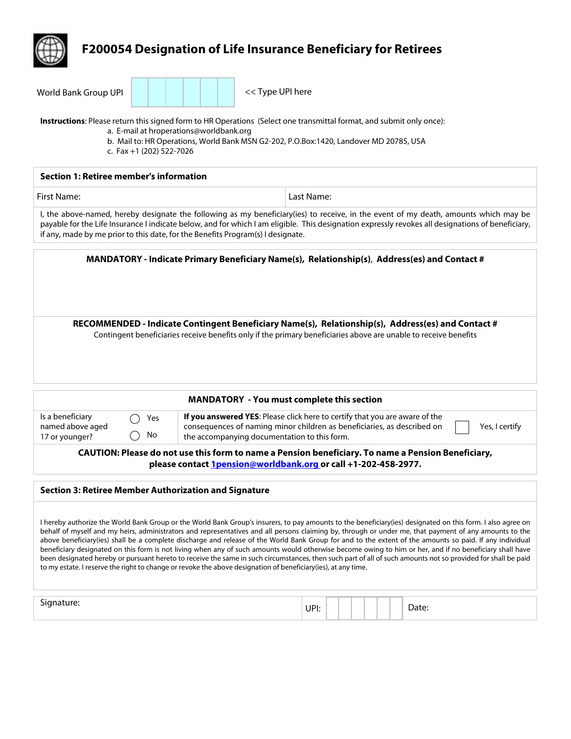# F200054 Designation of Life Insurance Beneficiary for Retirees

World Bank Group UPI | | | | | | | << Type UPI here

**Instructions**: Please return this signed form to HR Operations (Select one transmittal format, and submit only once):

a. E-mail at hroperations@worldbank.org
b. Mail to: HR Operations, World Bank MSN G2-202, P.O.Box:1420, Landover MD 20785, USA
c. Fax +1 (202) 522-7026

## Section 1: Retiree member's information

| First Name: | Last Name: |
|---|---|

I, the above-named, hereby designate the following as my beneficiary(ies) to receive, in the event of my death, amounts which may be payable for the Life Insurance I indicate below, and for which I am eligible. This designation expressly revokes all designations of beneficiary, if any, made by me prior to this date, for the Benefits Program(s) I designate.

**MANDATORY - Indicate Primary Beneficiary Name(s), Relationship(s), Address(es) and Contact #**

**RECOMMENDED - Indicate Contingent Beneficiary Name(s), Relationship(s), Address(es) and Contact #**

Contingent beneficiaries receive benefits only if the primary beneficiaries above are unable to receive benefits

**MANDATORY - You must complete this section**

| Is a beneficiary named above aged 17 or younger? | ◯ Yes ◯ No | **If you answered YES**: Please click here to certify that you are aware of the consequences of naming minor children as beneficiaries, as described on the accompanying documentation to this form. | ☐ Yes, I certify |
|---|---|---|---|

**CAUTION: Please do not use this form to name a Pension beneficiary. To name a Pension Beneficiary, please contact 1pension@worldbank.org or call +1-202-458-2977.**

## Section 3: Retiree Member Authorization and Signature

I hereby authorize the World Bank Group or the World Bank Group's insurers, to pay amounts to the beneficiary(ies) designated on this form. I also agree on behalf of myself and my heirs, administrators and representatives and all persons claiming by, through or under me, that payment of any amounts to the above beneficiary(ies) shall be a complete discharge and release of the World Bank Group for and to the extent of the amounts so paid. If any individual beneficiary designated on this form is not living when any of such amounts would otherwise become owing to him or her, and if no beneficiary shall have been designated hereby or pursuant hereto to receive the same in such circumstances, then such part of all of such amounts not so provided for shall be paid to my estate. I reserve the right to change or revoke the above designation of beneficiary(ies), at any time.

| Signature: | UPI: | Date: |
|---|---|---|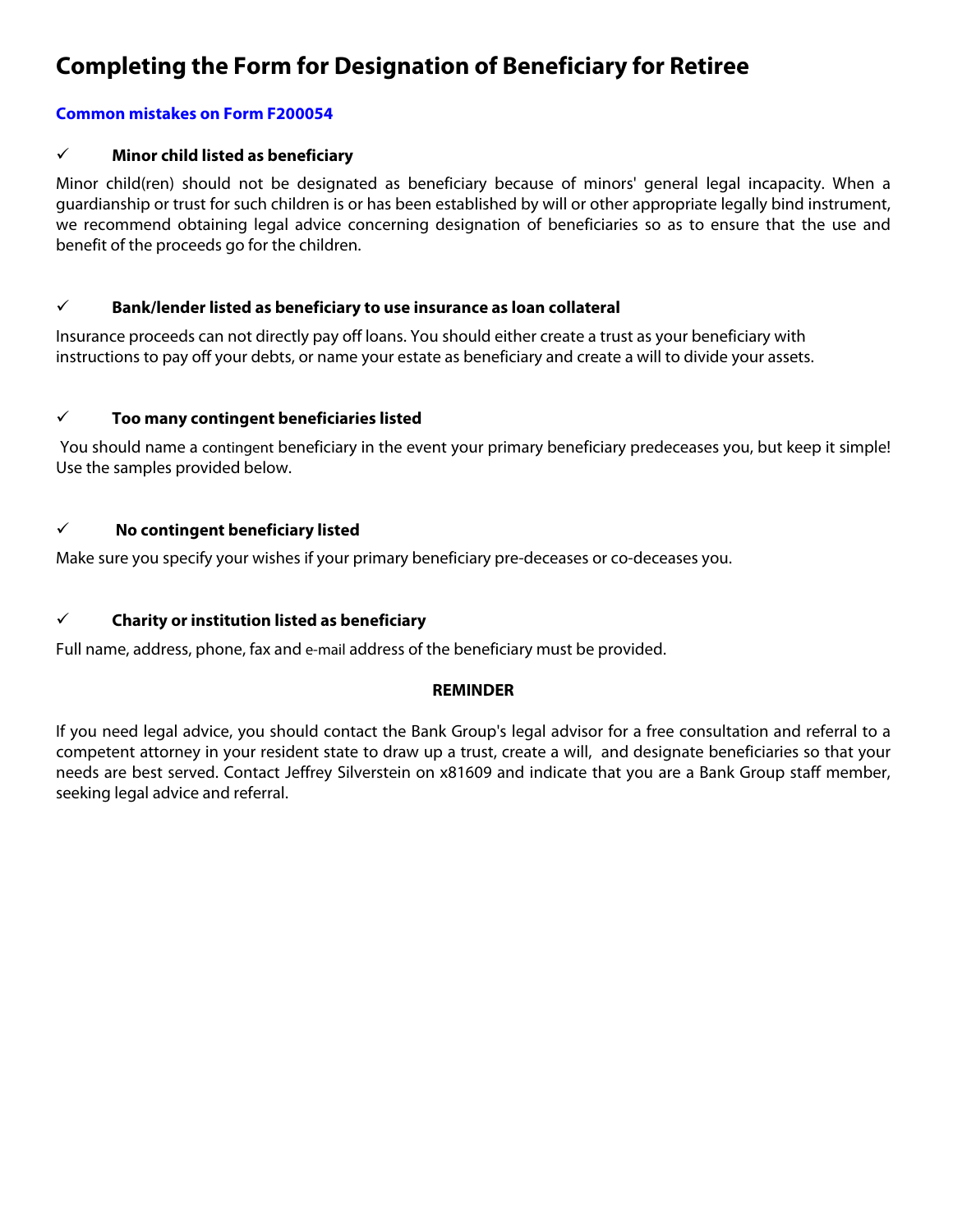# Completing the Form for Designation of Beneficiary for Retiree

**Common mistakes on Form F200054**

✓ **Minor child listed as beneficiary**

Minor child(ren) should not be designated as beneficiary because of minors' general legal incapacity. When a guardianship or trust for such children is or has been established by will or other appropriate legally bind instrument, we recommend obtaining legal advice concerning designation of beneficiaries so as to ensure that the use and benefit of the proceeds go for the children.

✓ **Bank/lender listed as beneficiary to use insurance as loan collateral**

Insurance proceeds can not directly pay off loans. You should either create a trust as your beneficiary with instructions to pay off your debts, or name your estate as beneficiary and create a will to divide your assets.

✓ **Too many contingent beneficiaries listed**

You should name a contingent beneficiary in the event your primary beneficiary predeceases you, but keep it simple! Use the samples provided below.

✓ **No contingent beneficiary listed**

Make sure you specify your wishes if your primary beneficiary pre-deceases or co-deceases you.

✓ **Charity or institution listed as beneficiary**

Full name, address, phone, fax and e-mail address of the beneficiary must be provided.

**REMINDER**

If you need legal advice, you should contact the Bank Group's legal advisor for a free consultation and referral to a competent attorney in your resident state to draw up a trust, create a will, and designate beneficiaries so that your needs are best served. Contact Jeffrey Silverstein on x81609 and indicate that you are a Bank Group staff member, seeking legal advice and referral.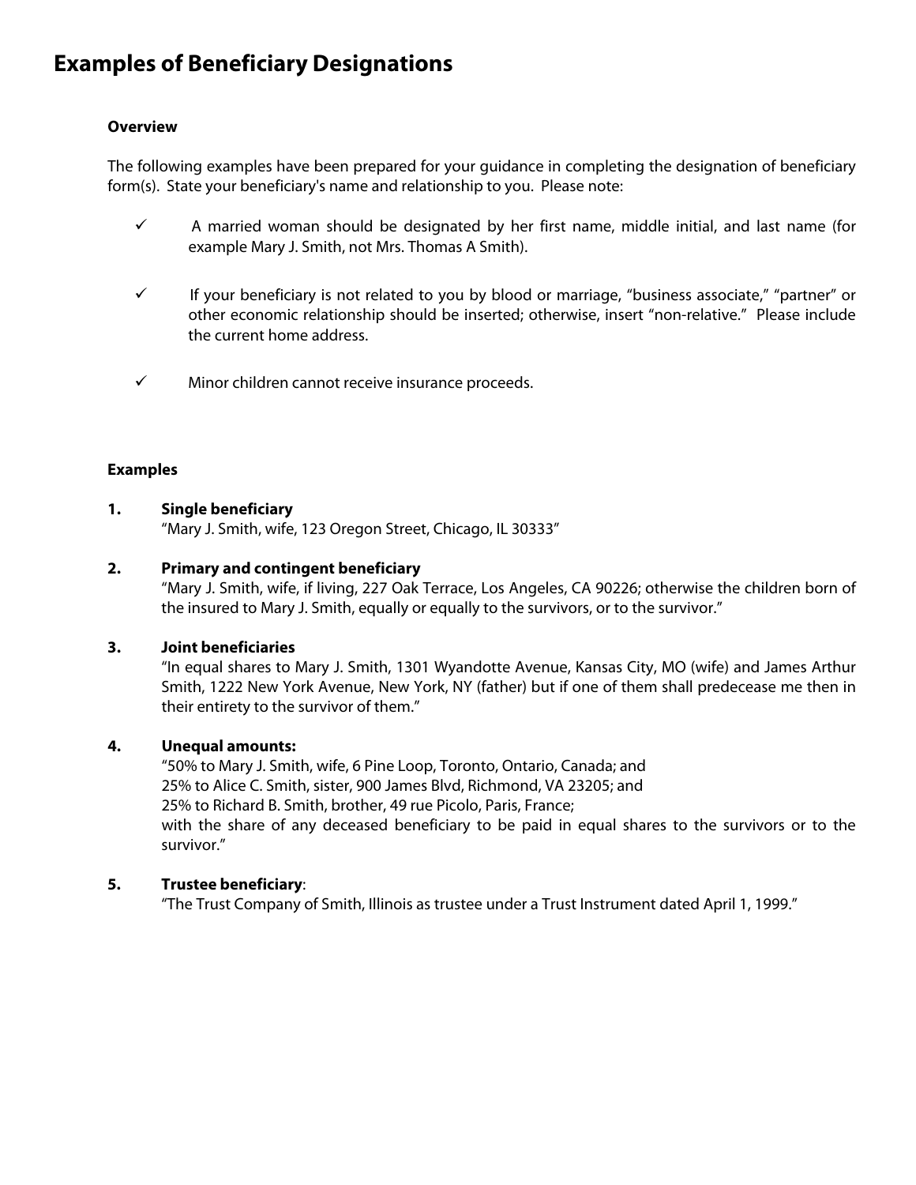# Examples of Beneficiary Designations

**Overview**

The following examples have been prepared for your guidance in completing the designation of beneficiary form(s). State your beneficiary's name and relationship to you. Please note:

- ✓ A married woman should be designated by her first name, middle initial, and last name (for example Mary J. Smith, not Mrs. Thomas A Smith).
- ✓ If your beneficiary is not related to you by blood or marriage, "business associate," "partner" or other economic relationship should be inserted; otherwise, insert "non-relative." Please include the current home address.
- ✓ Minor children cannot receive insurance proceeds.

**Examples**

1. **Single beneficiary**
   "Mary J. Smith, wife, 123 Oregon Street, Chicago, IL 30333"

2. **Primary and contingent beneficiary**
   "Mary J. Smith, wife, if living, 227 Oak Terrace, Los Angeles, CA 90226; otherwise the children born of the insured to Mary J. Smith, equally or equally to the survivors, or to the survivor."

3. **Joint beneficiaries**
   "In equal shares to Mary J. Smith, 1301 Wyandotte Avenue, Kansas City, MO (wife) and James Arthur Smith, 1222 New York Avenue, New York, NY (father) but if one of them shall predecease me then in their entirety to the survivor of them."

4. **Unequal amounts:**
   "50% to Mary J. Smith, wife, 6 Pine Loop, Toronto, Ontario, Canada; and
   25% to Alice C. Smith, sister, 900 James Blvd, Richmond, VA 23205; and
   25% to Richard B. Smith, brother, 49 rue Picolo, Paris, France;
   with the share of any deceased beneficiary to be paid in equal shares to the survivors or to the survivor."

5. **Trustee beneficiary**:
   "The Trust Company of Smith, Illinois as trustee under a Trust Instrument dated April 1, 1999."